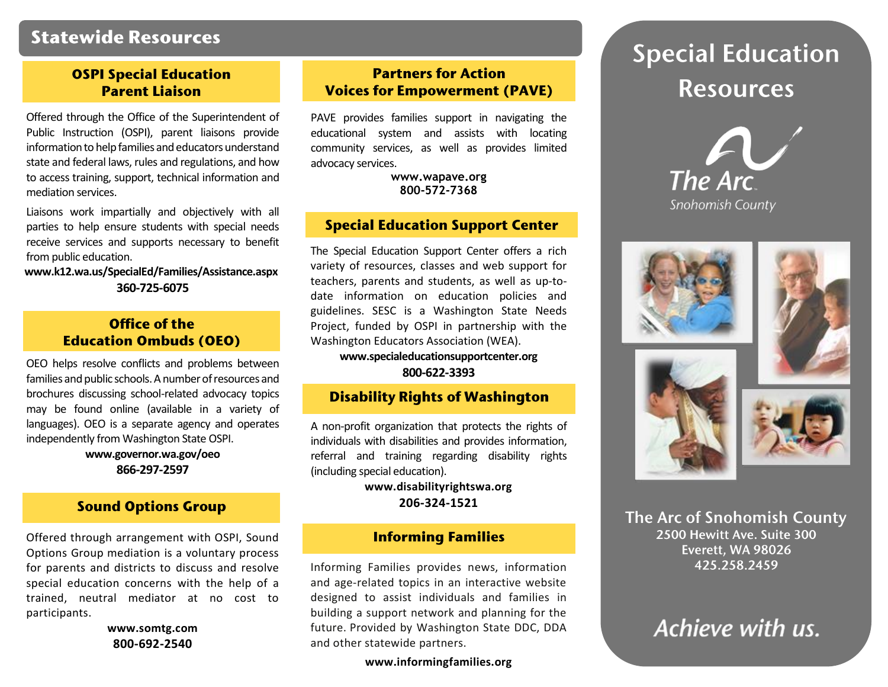## Statewide Resources

### OSPI Special Education Parent Liaison

Offered through the Office of the Superintendent of Public Instruction (OSPI), parent liaisons provide information to help families and educators understand state and federal laws, rules and regulations, and how to access training, support, technical information and mediation services.

Liaisons work impartially and objectively with all parties to help ensure students with special needs receive services and supports necessary to benefit from public education.

**www.k12.wa.us/SpecialEd/Families/Assistance.aspx**
**360-725-6075**

### Office of the Education Ombuds (OEO)

OEO helps resolve conflicts and problems between families and public schools. A number of resources and brochures discussing school-related advocacy topics may be found online (available in a variety of languages). OEO is a separate agency and operates independently from Washington State OSPI.

**www.governor.wa.gov/oeo**
**866-297-2597**

### Sound Options Group

Offered through arrangement with OSPI, Sound Options Group mediation is a voluntary process for parents and districts to discuss and resolve special education concerns with the help of a trained, neutral mediator at no cost to participants.

**www.somtg.com**
**800-692-2540**

### Partners for Action Voices for Empowerment (PAVE)

PAVE provides families support in navigating the educational system and assists with locating community services, as well as provides limited advocacy services.

**www.wapave.org**
**800-572-7368**

### Special Education Support Center

The Special Education Support Center offers a rich variety of resources, classes and web support for teachers, parents and students, as well as up-to-date information on education policies and guidelines. SESC is a Washington State Needs Project, funded by OSPI in partnership with the Washington Educators Association (WEA).

**www.specialeducationsupportcenter.org**
**800-622-3393**

### Disability Rights of Washington

A non-profit organization that protects the rights of individuals with disabilities and provides information, referral and training regarding disability rights (including special education).

**www.disabilityrightswa.org**
**206-324-1521**

### Informing Families

Informing Families provides news, information and age-related topics in an interactive website designed to assist individuals and families in building a support network and planning for the future. Provided by Washington State DDC, DDA and other statewide partners.

**www.informingfamilies.org**

# Special Education Resources

The Arc
Snohomish County

**The Arc of Snohomish County**
**2500 Hewitt Ave. Suite 300**
**Everett, WA 98026**
**425.258.2459**

*Achieve with us.*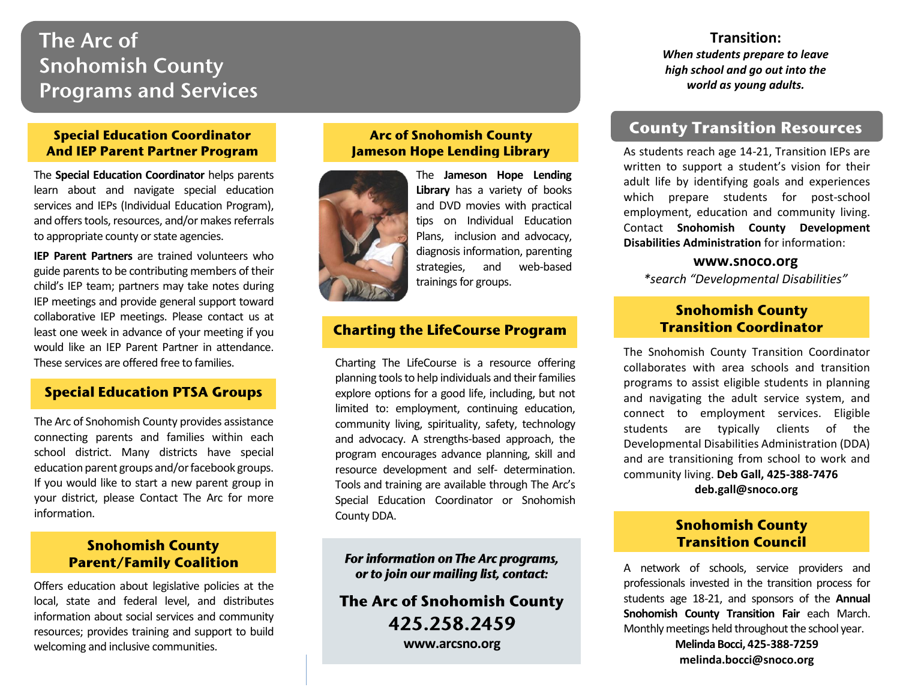# The Arc of Snohomish County Programs and Services

## Special Education Coordinator And IEP Parent Partner Program

The **Special Education Coordinator** helps parents learn about and navigate special education services and IEPs (Individual Education Program), and offers tools, resources, and/or makes referrals to appropriate county or state agencies.

**IEP Parent Partners** are trained volunteers who guide parents to be contributing members of their child's IEP team; partners may take notes during IEP meetings and provide general support toward collaborative IEP meetings. Please contact us at least one week in advance of your meeting if you would like an IEP Parent Partner in attendance. These services are offered free to families.

## Special Education PTSA Groups

The Arc of Snohomish County provides assistance connecting parents and families within each school district. Many districts have special education parent groups and/or facebook groups. If you would like to start a new parent group in your district, please Contact The Arc for more information.

## Snohomish County Parent/Family Coalition

Offers education about legislative policies at the local, state and federal level, and distributes information about social services and community resources; provides training and support to build welcoming and inclusive communities.

## Arc of Snohomish County Jameson Hope Lending Library

The **Jameson Hope Lending Library** has a variety of books and DVD movies with practical tips on Individual Education Plans, inclusion and advocacy, diagnosis information, parenting strategies, and web-based trainings for groups.

## Charting the LifeCourse Program

Charting The LifeCourse is a resource offering planning tools to help individuals and their families explore options for a good life, including, but not limited to: employment, continuing education, community living, spirituality, safety, technology and advocacy. A strengths-based approach, the program encourages advance planning, skill and resource development and self- determination. Tools and training are available through The Arc's Special Education Coordinator or Snohomish County DDA.

***For information on The Arc programs, or to join our mailing list, contact:***

**The Arc of Snohomish County**
**425.258.2459**
**www.arcsno.org**

**Transition:**
***When students prepare to leave high school and go out into the world as young adults.***

## County Transition Resources

As students reach age 14-21, Transition IEPs are written to support a student's vision for their adult life by identifying goals and experiences which prepare students for post-school employment, education and community living. Contact **Snohomish County Development Disabilities Administration** for information:

**www.snoco.org**
*\*search "Developmental Disabilities"*

## Snohomish County Transition Coordinator

The Snohomish County Transition Coordinator collaborates with area schools and transition programs to assist eligible students in planning and navigating the adult service system, and connect to employment services. Eligible students are typically clients of the Developmental Disabilities Administration (DDA) and are transitioning from school to work and community living. **Deb Gall, 425-388-7476**
**deb.gall@snoco.org**

## Snohomish County Transition Council

A network of schools, service providers and professionals invested in the transition process for students age 18-21, and sponsors of the **Annual Snohomish County Transition Fair** each March. Monthly meetings held throughout the school year.

**Melinda Bocci, 425-388-7259**
**melinda.bocci@snoco.org**